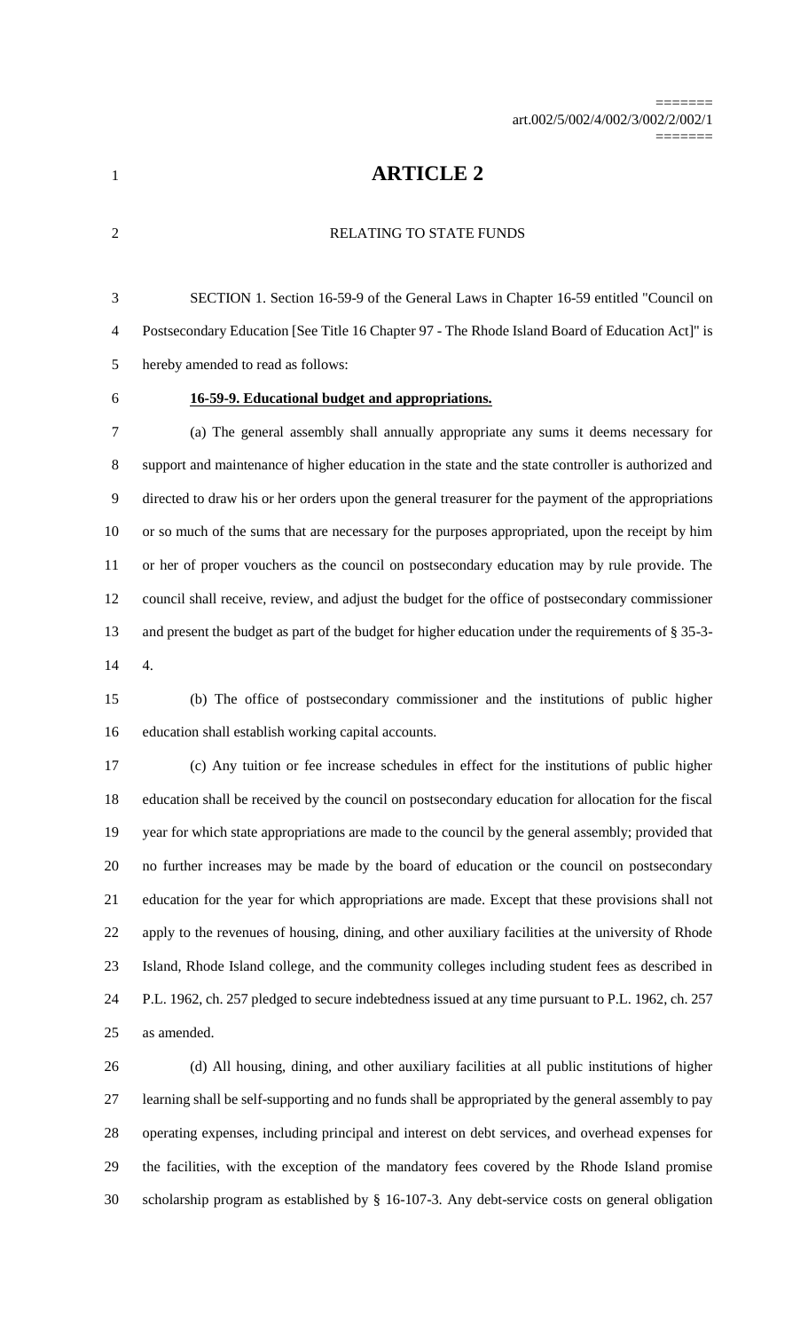# ARTICLE 2

RELATING TO STATE FUNDS

SECTION 1. Section 16-59-9 of the General Laws in Chapter 16-59 entitled "Council on Postsecondary Education [See Title 16 Chapter 97 - The Rhode Island Board of Education Act]" is hereby amended to read as follows:

**16-59-9. Educational budget and appropriations.**

(a) The general assembly shall annually appropriate any sums it deems necessary for support and maintenance of higher education in the state and the state controller is authorized and directed to draw his or her orders upon the general treasurer for the payment of the appropriations or so much of the sums that are necessary for the purposes appropriated, upon the receipt by him or her of proper vouchers as the council on postsecondary education may by rule provide. The council shall receive, review, and adjust the budget for the office of postsecondary commissioner and present the budget as part of the budget for higher education under the requirements of § 35-3-4.

(b) The office of postsecondary commissioner and the institutions of public higher education shall establish working capital accounts.

(c) Any tuition or fee increase schedules in effect for the institutions of public higher education shall be received by the council on postsecondary education for allocation for the fiscal year for which state appropriations are made to the council by the general assembly; provided that no further increases may be made by the board of education or the council on postsecondary education for the year for which appropriations are made. Except that these provisions shall not apply to the revenues of housing, dining, and other auxiliary facilities at the university of Rhode Island, Rhode Island college, and the community colleges including student fees as described in P.L. 1962, ch. 257 pledged to secure indebtedness issued at any time pursuant to P.L. 1962, ch. 257 as amended.

(d) All housing, dining, and other auxiliary facilities at all public institutions of higher learning shall be self-supporting and no funds shall be appropriated by the general assembly to pay operating expenses, including principal and interest on debt services, and overhead expenses for the facilities, with the exception of the mandatory fees covered by the Rhode Island promise scholarship program as established by § 16-107-3. Any debt-service costs on general obligation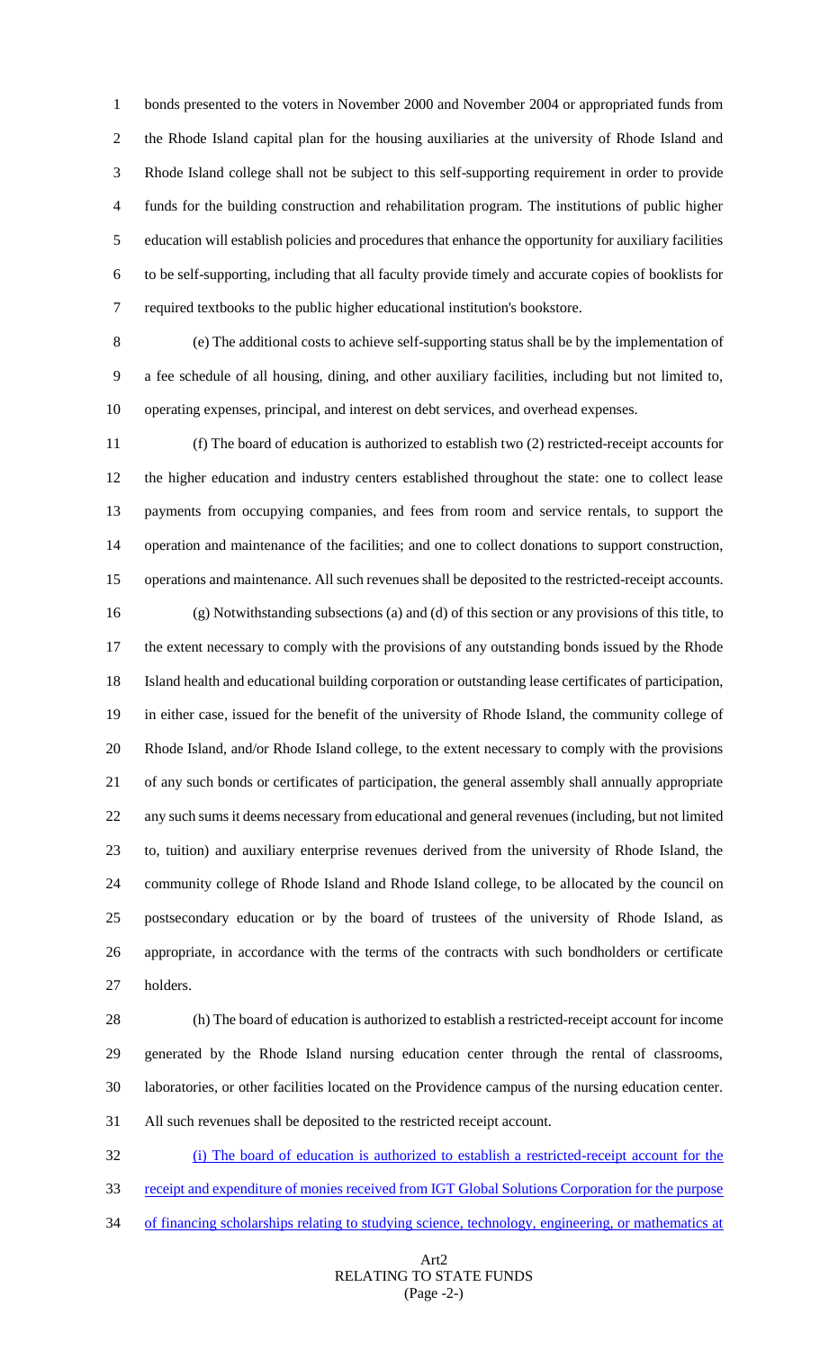bonds presented to the voters in November 2000 and November 2004 or appropriated funds from the Rhode Island capital plan for the housing auxiliaries at the university of Rhode Island and Rhode Island college shall not be subject to this self-supporting requirement in order to provide funds for the building construction and rehabilitation program. The institutions of public higher education will establish policies and procedures that enhance the opportunity for auxiliary facilities to be self-supporting, including that all faculty provide timely and accurate copies of booklists for required textbooks to the public higher educational institution's bookstore.

(e) The additional costs to achieve self-supporting status shall be by the implementation of a fee schedule of all housing, dining, and other auxiliary facilities, including but not limited to, operating expenses, principal, and interest on debt services, and overhead expenses.

(f) The board of education is authorized to establish two (2) restricted-receipt accounts for the higher education and industry centers established throughout the state: one to collect lease payments from occupying companies, and fees from room and service rentals, to support the operation and maintenance of the facilities; and one to collect donations to support construction, operations and maintenance. All such revenues shall be deposited to the restricted-receipt accounts.

(g) Notwithstanding subsections (a) and (d) of this section or any provisions of this title, to the extent necessary to comply with the provisions of any outstanding bonds issued by the Rhode Island health and educational building corporation or outstanding lease certificates of participation, in either case, issued for the benefit of the university of Rhode Island, the community college of Rhode Island, and/or Rhode Island college, to the extent necessary to comply with the provisions of any such bonds or certificates of participation, the general assembly shall annually appropriate any such sums it deems necessary from educational and general revenues (including, but not limited to, tuition) and auxiliary enterprise revenues derived from the university of Rhode Island, the community college of Rhode Island and Rhode Island college, to be allocated by the council on postsecondary education or by the board of trustees of the university of Rhode Island, as appropriate, in accordance with the terms of the contracts with such bondholders or certificate holders.

(h) The board of education is authorized to establish a restricted-receipt account for income generated by the Rhode Island nursing education center through the rental of classrooms, laboratories, or other facilities located on the Providence campus of the nursing education center. All such revenues shall be deposited to the restricted receipt account.

<u>(i) The board of education is authorized to establish a restricted-receipt account for the receipt and expenditure of monies received from IGT Global Solutions Corporation for the purpose of financing scholarships relating to studying science, technology, engineering, or mathematics at</u>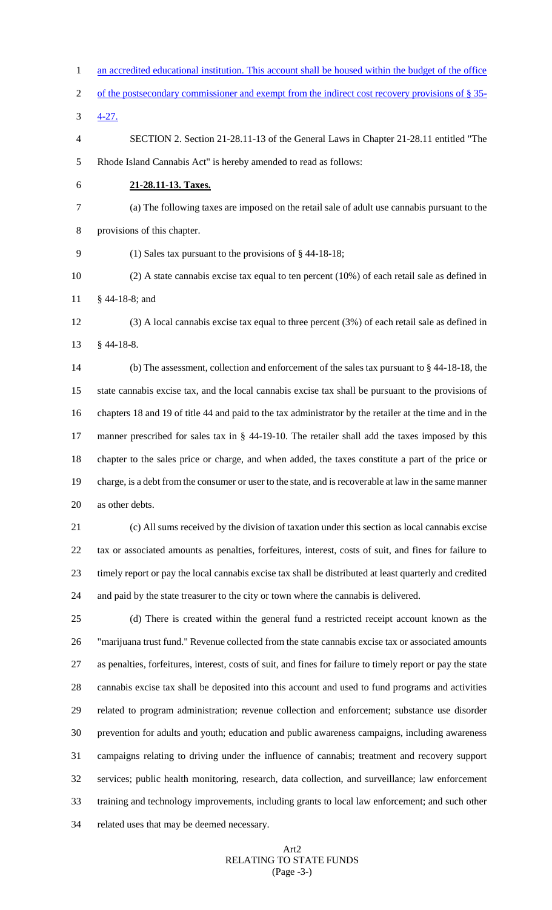an accredited educational institution. This account shall be housed within the budget of the office of the postsecondary commissioner and exempt from the indirect cost recovery provisions of § 35-4-27.

SECTION 2. Section 21-28.11-13 of the General Laws in Chapter 21-28.11 entitled "The Rhode Island Cannabis Act" is hereby amended to read as follows:

**21-28.11-13. Taxes.**

(a) The following taxes are imposed on the retail sale of adult use cannabis pursuant to the provisions of this chapter.

(1) Sales tax pursuant to the provisions of § 44-18-18;

(2) A state cannabis excise tax equal to ten percent (10%) of each retail sale as defined in § 44-18-8; and

(3) A local cannabis excise tax equal to three percent (3%) of each retail sale as defined in § 44-18-8.

(b) The assessment, collection and enforcement of the sales tax pursuant to § 44-18-18, the state cannabis excise tax, and the local cannabis excise tax shall be pursuant to the provisions of chapters 18 and 19 of title 44 and paid to the tax administrator by the retailer at the time and in the manner prescribed for sales tax in § 44-19-10. The retailer shall add the taxes imposed by this chapter to the sales price or charge, and when added, the taxes constitute a part of the price or charge, is a debt from the consumer or user to the state, and is recoverable at law in the same manner as other debts.

(c) All sums received by the division of taxation under this section as local cannabis excise tax or associated amounts as penalties, forfeitures, interest, costs of suit, and fines for failure to timely report or pay the local cannabis excise tax shall be distributed at least quarterly and credited and paid by the state treasurer to the city or town where the cannabis is delivered.

(d) There is created within the general fund a restricted receipt account known as the "marijuana trust fund." Revenue collected from the state cannabis excise tax or associated amounts as penalties, forfeitures, interest, costs of suit, and fines for failure to timely report or pay the state cannabis excise tax shall be deposited into this account and used to fund programs and activities related to program administration; revenue collection and enforcement; substance use disorder prevention for adults and youth; education and public awareness campaigns, including awareness campaigns relating to driving under the influence of cannabis; treatment and recovery support services; public health monitoring, research, data collection, and surveillance; law enforcement training and technology improvements, including grants to local law enforcement; and such other related uses that may be deemed necessary.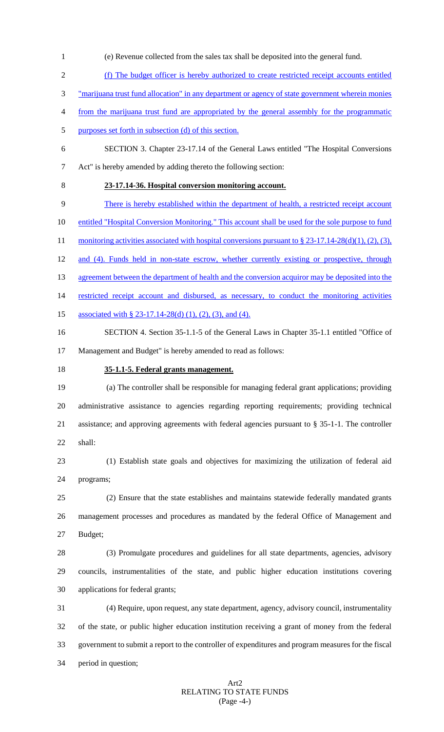(e) Revenue collected from the sales tax shall be deposited into the general fund.

(f) The budget officer is hereby authorized to create restricted receipt accounts entitled "marijuana trust fund allocation" in any department or agency of state government wherein monies from the marijuana trust fund are appropriated by the general assembly for the programmatic purposes set forth in subsection (d) of this section.

SECTION 3. Chapter 23-17.14 of the General Laws entitled "The Hospital Conversions Act" is hereby amended by adding thereto the following section:

**23-17.14-36. Hospital conversion monitoring account.**

There is hereby established within the department of health, a restricted receipt account entitled "Hospital Conversion Monitoring." This account shall be used for the sole purpose to fund monitoring activities associated with hospital conversions pursuant to § 23-17.14-28(d)(1), (2), (3), and (4). Funds held in non-state escrow, whether currently existing or prospective, through agreement between the department of health and the conversion acquiror may be deposited into the restricted receipt account and disbursed, as necessary, to conduct the monitoring activities associated with § 23-17.14-28(d) (1), (2), (3), and (4).

SECTION 4. Section 35-1.1-5 of the General Laws in Chapter 35-1.1 entitled "Office of Management and Budget" is hereby amended to read as follows:

**35-1.1-5. Federal grants management.**

(a) The controller shall be responsible for managing federal grant applications; providing administrative assistance to agencies regarding reporting requirements; providing technical assistance; and approving agreements with federal agencies pursuant to § 35-1-1. The controller shall:

(1) Establish state goals and objectives for maximizing the utilization of federal aid programs;

(2) Ensure that the state establishes and maintains statewide federally mandated grants management processes and procedures as mandated by the federal Office of Management and Budget;

(3) Promulgate procedures and guidelines for all state departments, agencies, advisory councils, instrumentalities of the state, and public higher education institutions covering applications for federal grants;

(4) Require, upon request, any state department, agency, advisory council, instrumentality of the state, or public higher education institution receiving a grant of money from the federal government to submit a report to the controller of expenditures and program measures for the fiscal period in question;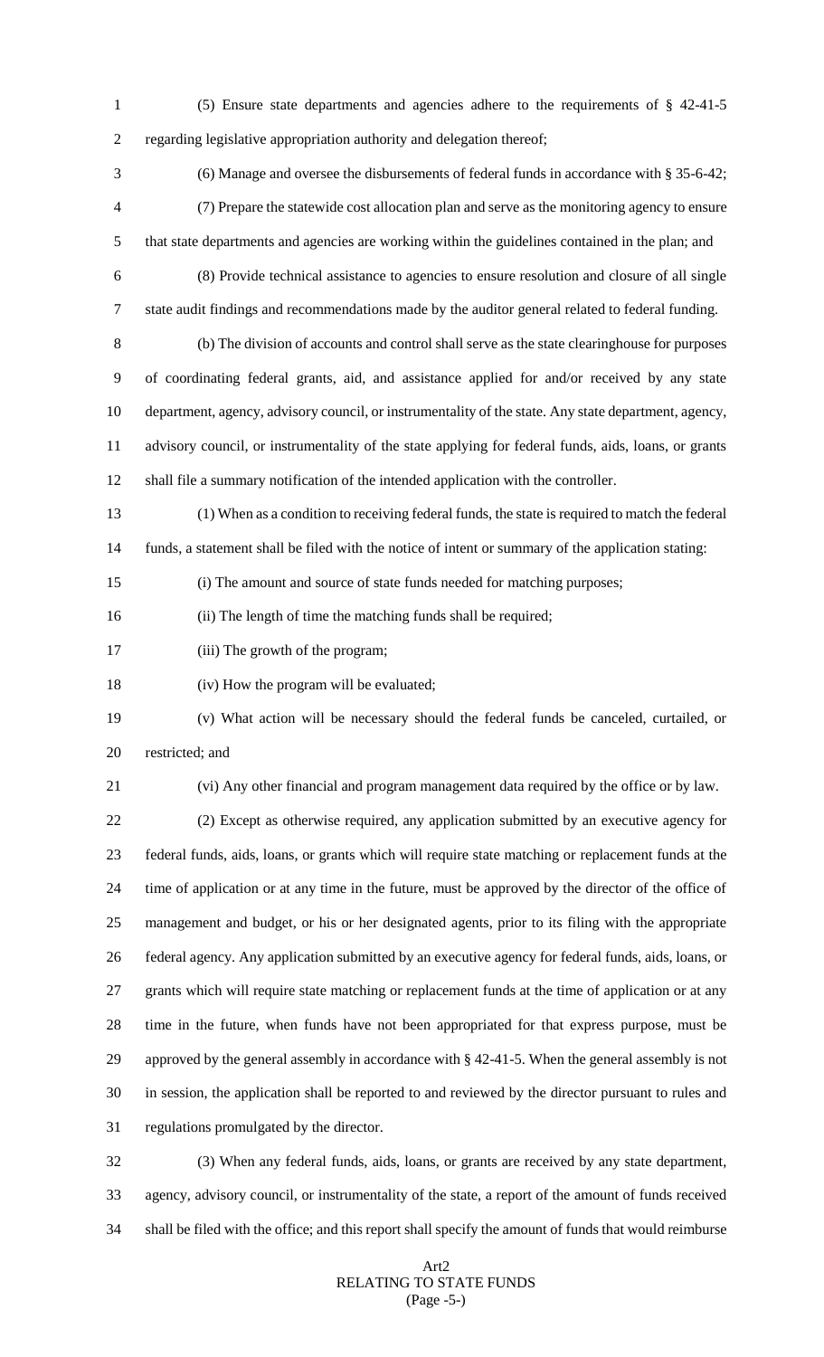(5) Ensure state departments and agencies adhere to the requirements of § 42-41-5 regarding legislative appropriation authority and delegation thereof;

(6) Manage and oversee the disbursements of federal funds in accordance with § 35-6-42;

(7) Prepare the statewide cost allocation plan and serve as the monitoring agency to ensure that state departments and agencies are working within the guidelines contained in the plan; and

(8) Provide technical assistance to agencies to ensure resolution and closure of all single state audit findings and recommendations made by the auditor general related to federal funding.

(b) The division of accounts and control shall serve as the state clearinghouse for purposes of coordinating federal grants, aid, and assistance applied for and/or received by any state department, agency, advisory council, or instrumentality of the state. Any state department, agency, advisory council, or instrumentality of the state applying for federal funds, aids, loans, or grants shall file a summary notification of the intended application with the controller.

(1) When as a condition to receiving federal funds, the state is required to match the federal funds, a statement shall be filed with the notice of intent or summary of the application stating:

(i) The amount and source of state funds needed for matching purposes;

(ii) The length of time the matching funds shall be required;

(iii) The growth of the program;

(iv) How the program will be evaluated;

(v) What action will be necessary should the federal funds be canceled, curtailed, or restricted; and

(vi) Any other financial and program management data required by the office or by law.

(2) Except as otherwise required, any application submitted by an executive agency for federal funds, aids, loans, or grants which will require state matching or replacement funds at the time of application or at any time in the future, must be approved by the director of the office of management and budget, or his or her designated agents, prior to its filing with the appropriate federal agency. Any application submitted by an executive agency for federal funds, aids, loans, or grants which will require state matching or replacement funds at the time of application or at any time in the future, when funds have not been appropriated for that express purpose, must be approved by the general assembly in accordance with § 42-41-5. When the general assembly is not in session, the application shall be reported to and reviewed by the director pursuant to rules and regulations promulgated by the director.

(3) When any federal funds, aids, loans, or grants are received by any state department, agency, advisory council, or instrumentality of the state, a report of the amount of funds received shall be filed with the office; and this report shall specify the amount of funds that would reimburse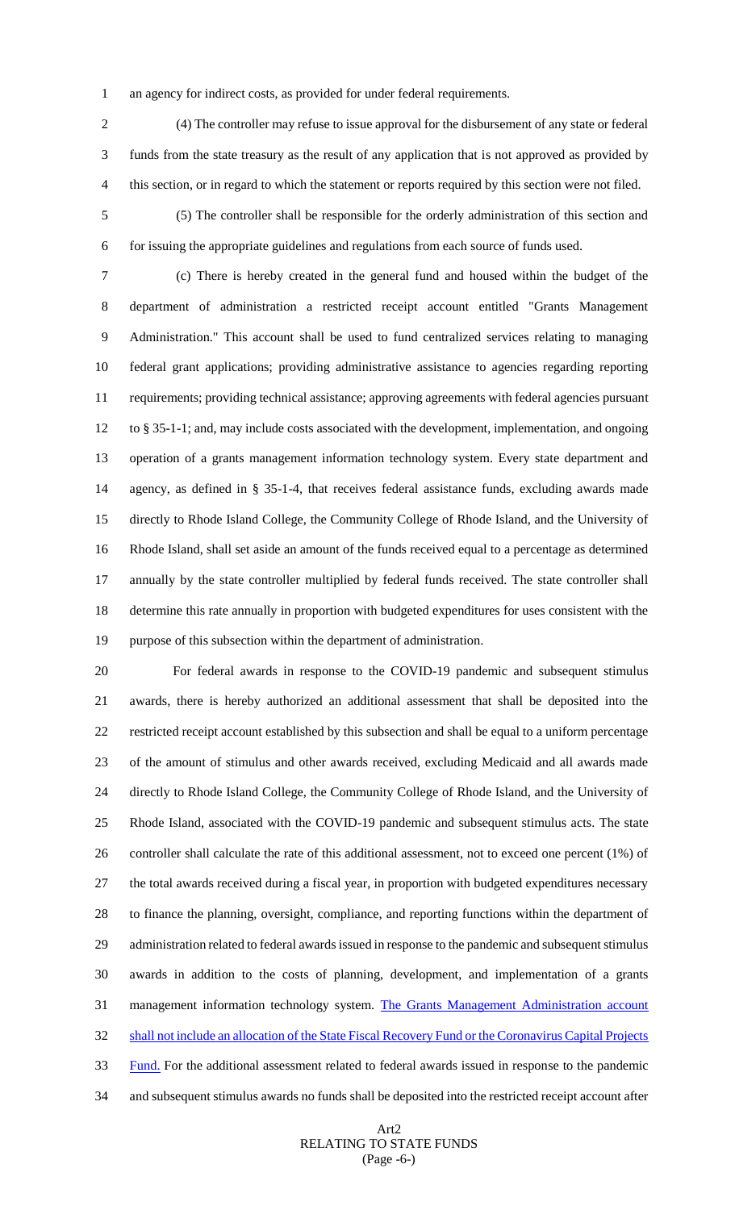an agency for indirect costs, as provided for under federal requirements.

(4) The controller may refuse to issue approval for the disbursement of any state or federal funds from the state treasury as the result of any application that is not approved as provided by this section, or in regard to which the statement or reports required by this section were not filed.

(5) The controller shall be responsible for the orderly administration of this section and for issuing the appropriate guidelines and regulations from each source of funds used.

(c) There is hereby created in the general fund and housed within the budget of the department of administration a restricted receipt account entitled "Grants Management Administration." This account shall be used to fund centralized services relating to managing federal grant applications; providing administrative assistance to agencies regarding reporting requirements; providing technical assistance; approving agreements with federal agencies pursuant to § 35-1-1; and, may include costs associated with the development, implementation, and ongoing operation of a grants management information technology system. Every state department and agency, as defined in § 35-1-4, that receives federal assistance funds, excluding awards made directly to Rhode Island College, the Community College of Rhode Island, and the University of Rhode Island, shall set aside an amount of the funds received equal to a percentage as determined annually by the state controller multiplied by federal funds received. The state controller shall determine this rate annually in proportion with budgeted expenditures for uses consistent with the purpose of this subsection within the department of administration.

For federal awards in response to the COVID-19 pandemic and subsequent stimulus awards, there is hereby authorized an additional assessment that shall be deposited into the restricted receipt account established by this subsection and shall be equal to a uniform percentage of the amount of stimulus and other awards received, excluding Medicaid and all awards made directly to Rhode Island College, the Community College of Rhode Island, and the University of Rhode Island, associated with the COVID-19 pandemic and subsequent stimulus acts. The state controller shall calculate the rate of this additional assessment, not to exceed one percent (1%) of the total awards received during a fiscal year, in proportion with budgeted expenditures necessary to finance the planning, oversight, compliance, and reporting functions within the department of administration related to federal awards issued in response to the pandemic and subsequent stimulus awards in addition to the costs of planning, development, and implementation of a grants management information technology system. <u>The Grants Management Administration account shall not include an allocation of the State Fiscal Recovery Fund or the Coronavirus Capital Projects Fund.</u> For the additional assessment related to federal awards issued in response to the pandemic and subsequent stimulus awards no funds shall be deposited into the restricted receipt account after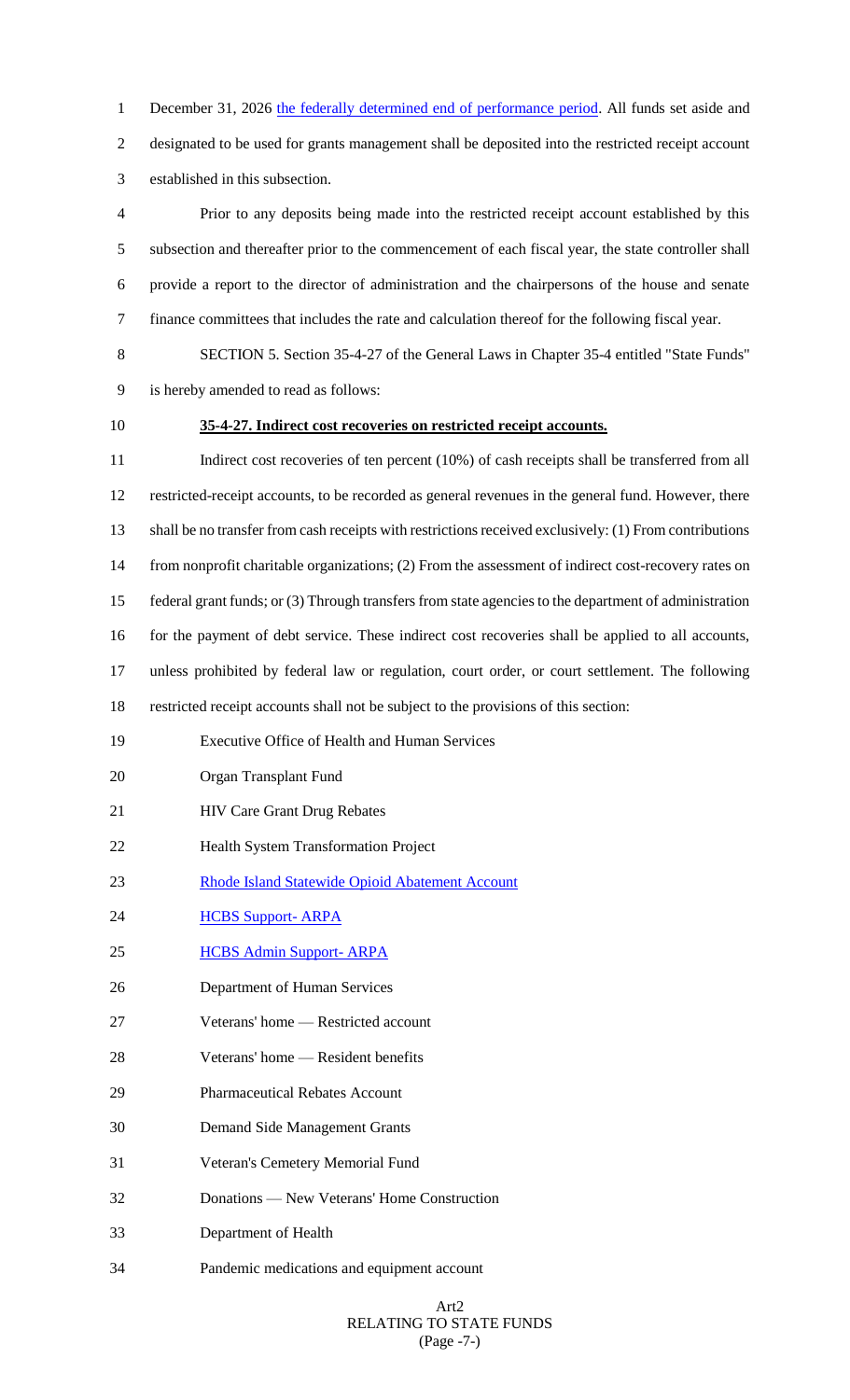December 31, 2026 the federally determined end of performance period. All funds set aside and designated to be used for grants management shall be deposited into the restricted receipt account established in this subsection.

Prior to any deposits being made into the restricted receipt account established by this subsection and thereafter prior to the commencement of each fiscal year, the state controller shall provide a report to the director of administration and the chairpersons of the house and senate finance committees that includes the rate and calculation thereof for the following fiscal year.

SECTION 5. Section 35-4-27 of the General Laws in Chapter 35-4 entitled "State Funds" is hereby amended to read as follows:

**35-4-27. Indirect cost recoveries on restricted receipt accounts.**

Indirect cost recoveries of ten percent (10%) of cash receipts shall be transferred from all restricted-receipt accounts, to be recorded as general revenues in the general fund. However, there shall be no transfer from cash receipts with restrictions received exclusively: (1) From contributions from nonprofit charitable organizations; (2) From the assessment of indirect cost-recovery rates on federal grant funds; or (3) Through transfers from state agencies to the department of administration for the payment of debt service. These indirect cost recoveries shall be applied to all accounts, unless prohibited by federal law or regulation, court order, or court settlement. The following restricted receipt accounts shall not be subject to the provisions of this section:

Executive Office of Health and Human Services

Organ Transplant Fund

HIV Care Grant Drug Rebates

Health System Transformation Project

Rhode Island Statewide Opioid Abatement Account

HCBS Support- ARPA

HCBS Admin Support- ARPA

Department of Human Services

Veterans' home — Restricted account

Veterans' home — Resident benefits

Pharmaceutical Rebates Account

Demand Side Management Grants

Veteran's Cemetery Memorial Fund

Donations — New Veterans' Home Construction

Department of Health

Pandemic medications and equipment account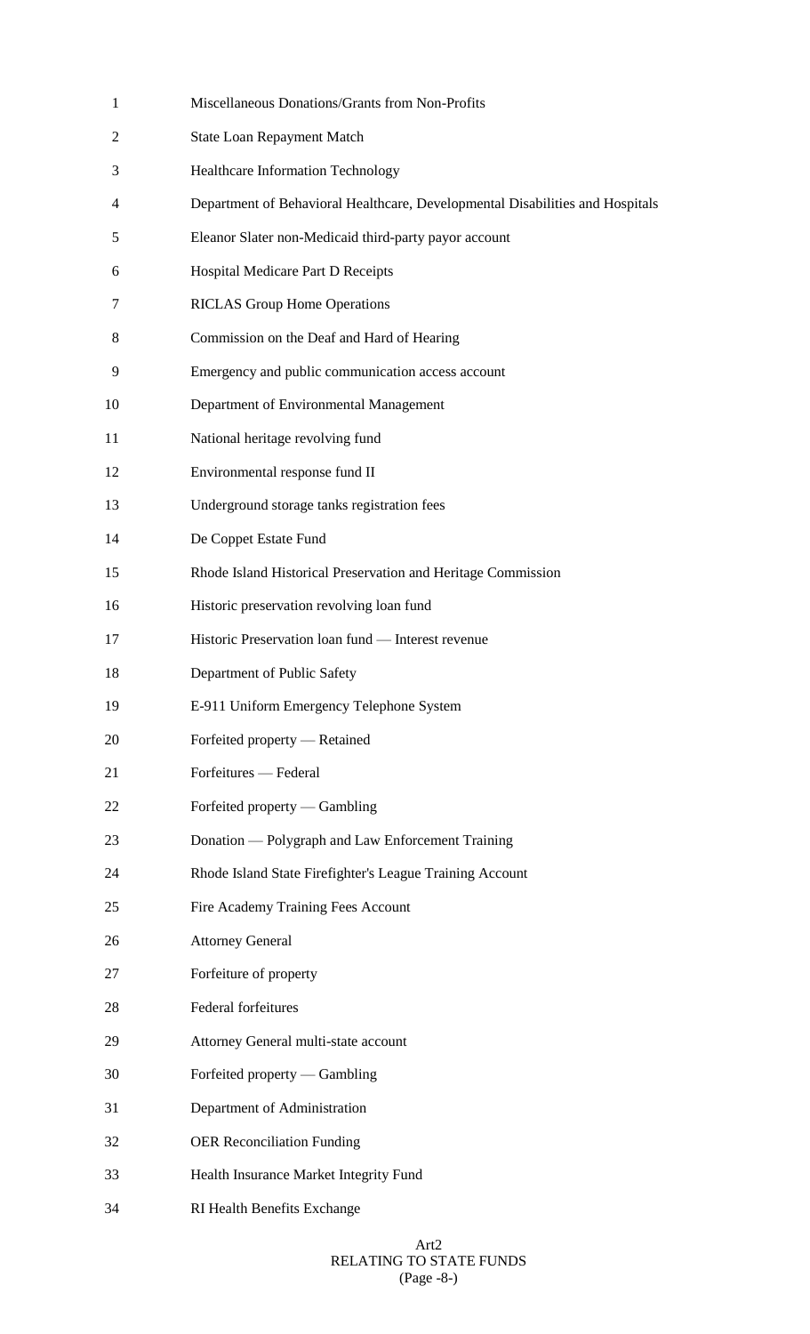Miscellaneous Donations/Grants from Non-Profits

State Loan Repayment Match

Healthcare Information Technology

Department of Behavioral Healthcare, Developmental Disabilities and Hospitals

Eleanor Slater non-Medicaid third-party payor account

Hospital Medicare Part D Receipts

RICLAS Group Home Operations

Commission on the Deaf and Hard of Hearing

Emergency and public communication access account

Department of Environmental Management

National heritage revolving fund

Environmental response fund II

Underground storage tanks registration fees

De Coppet Estate Fund

Rhode Island Historical Preservation and Heritage Commission

Historic preservation revolving loan fund

Historic Preservation loan fund — Interest revenue

Department of Public Safety

E-911 Uniform Emergency Telephone System

Forfeited property — Retained

Forfeitures — Federal

Forfeited property — Gambling

Donation — Polygraph and Law Enforcement Training

Rhode Island State Firefighter's League Training Account

Fire Academy Training Fees Account

Attorney General

Forfeiture of property

Federal forfeitures

Attorney General multi-state account

Forfeited property — Gambling

Department of Administration

OER Reconciliation Funding

Health Insurance Market Integrity Fund

RI Health Benefits Exchange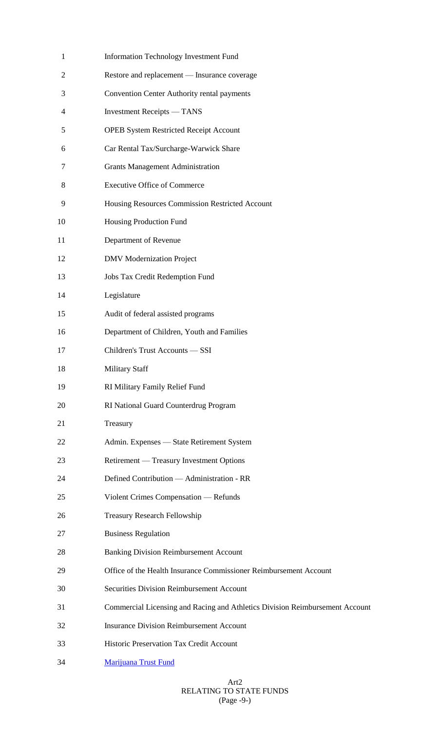Information Technology Investment Fund

Restore and replacement — Insurance coverage

Convention Center Authority rental payments

Investment Receipts — TANS

OPEB System Restricted Receipt Account

Car Rental Tax/Surcharge-Warwick Share

Grants Management Administration

Executive Office of Commerce

Housing Resources Commission Restricted Account

Housing Production Fund

Department of Revenue

DMV Modernization Project

Jobs Tax Credit Redemption Fund

Legislature

Audit of federal assisted programs

Department of Children, Youth and Families

Children's Trust Accounts — SSI

Military Staff

RI Military Family Relief Fund

RI National Guard Counterdrug Program

Treasury

Admin. Expenses — State Retirement System

Retirement — Treasury Investment Options

Defined Contribution — Administration - RR

Violent Crimes Compensation — Refunds

Treasury Research Fellowship

Business Regulation

Banking Division Reimbursement Account

Office of the Health Insurance Commissioner Reimbursement Account

Securities Division Reimbursement Account

Commercial Licensing and Racing and Athletics Division Reimbursement Account

Insurance Division Reimbursement Account

Historic Preservation Tax Credit Account

Marijuana Trust Fund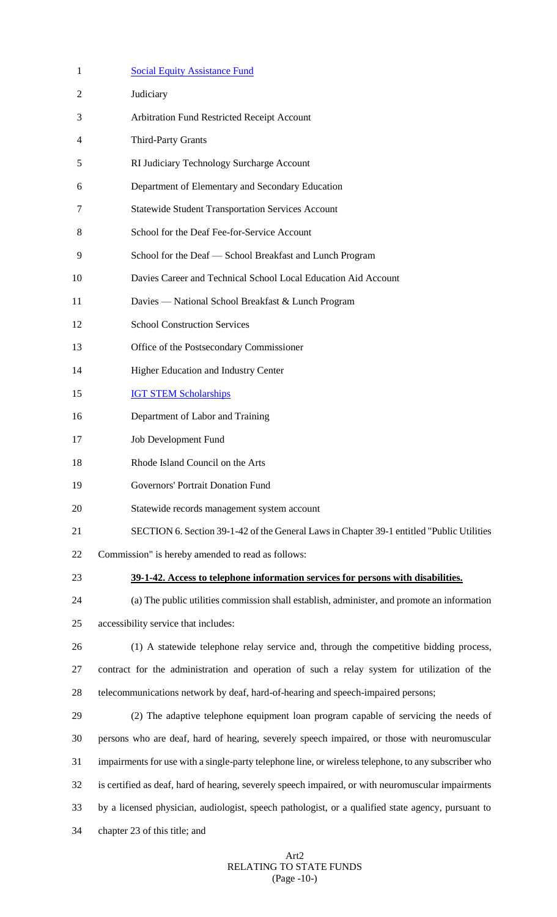Social Equity Assistance Fund

Judiciary

Arbitration Fund Restricted Receipt Account

Third-Party Grants

RI Judiciary Technology Surcharge Account

Department of Elementary and Secondary Education

Statewide Student Transportation Services Account

School for the Deaf Fee-for-Service Account

School for the Deaf — School Breakfast and Lunch Program

Davies Career and Technical School Local Education Aid Account

Davies — National School Breakfast & Lunch Program

School Construction Services

Office of the Postsecondary Commissioner

Higher Education and Industry Center

IGT STEM Scholarships

Department of Labor and Training

Job Development Fund

Rhode Island Council on the Arts

Governors' Portrait Donation Fund

Statewide records management system account

SECTION 6. Section 39-1-42 of the General Laws in Chapter 39-1 entitled "Public Utilities Commission" is hereby amended to read as follows:

**39-1-42. Access to telephone information services for persons with disabilities.**

(a) The public utilities commission shall establish, administer, and promote an information accessibility service that includes:

(1) A statewide telephone relay service and, through the competitive bidding process, contract for the administration and operation of such a relay system for utilization of the telecommunications network by deaf, hard-of-hearing and speech-impaired persons;

(2) The adaptive telephone equipment loan program capable of servicing the needs of persons who are deaf, hard of hearing, severely speech impaired, or those with neuromuscular impairments for use with a single-party telephone line, or wireless telephone, to any subscriber who is certified as deaf, hard of hearing, severely speech impaired, or with neuromuscular impairments by a licensed physician, audiologist, speech pathologist, or a qualified state agency, pursuant to chapter 23 of this title; and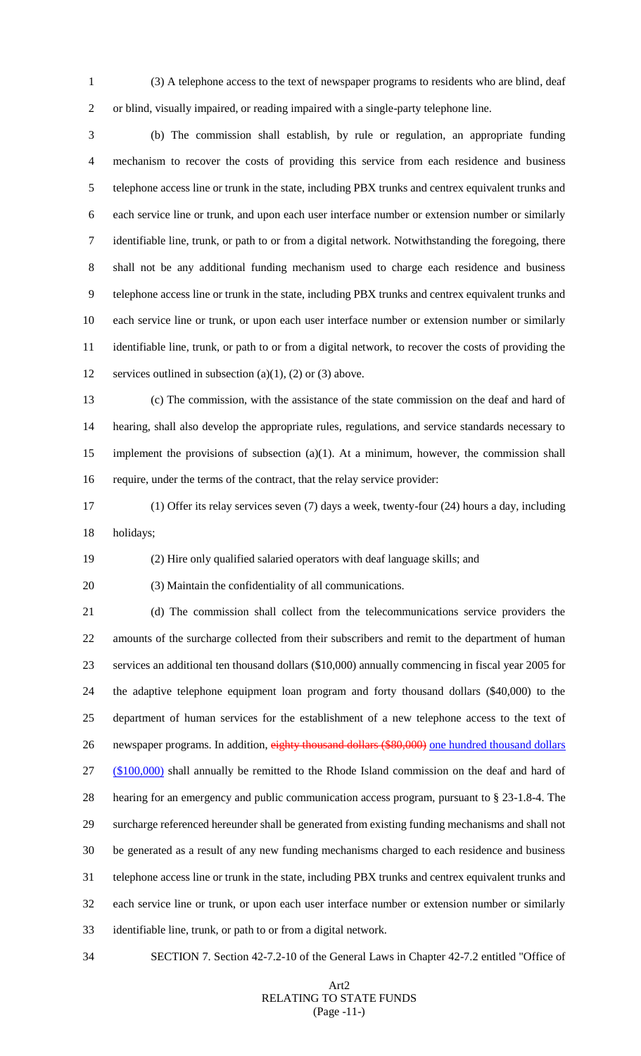(3) A telephone access to the text of newspaper programs to residents who are blind, deaf or blind, visually impaired, or reading impaired with a single-party telephone line.

(b) The commission shall establish, by rule or regulation, an appropriate funding mechanism to recover the costs of providing this service from each residence and business telephone access line or trunk in the state, including PBX trunks and centrex equivalent trunks and each service line or trunk, and upon each user interface number or extension number or similarly identifiable line, trunk, or path to or from a digital network. Notwithstanding the foregoing, there shall not be any additional funding mechanism used to charge each residence and business telephone access line or trunk in the state, including PBX trunks and centrex equivalent trunks and each service line or trunk, or upon each user interface number or extension number or similarly identifiable line, trunk, or path to or from a digital network, to recover the costs of providing the services outlined in subsection (a)(1), (2) or (3) above.

(c) The commission, with the assistance of the state commission on the deaf and hard of hearing, shall also develop the appropriate rules, regulations, and service standards necessary to implement the provisions of subsection (a)(1). At a minimum, however, the commission shall require, under the terms of the contract, that the relay service provider:

(1) Offer its relay services seven (7) days a week, twenty-four (24) hours a day, including holidays;

(2) Hire only qualified salaried operators with deaf language skills; and

(3) Maintain the confidentiality of all communications.

(d) The commission shall collect from the telecommunications service providers the amounts of the surcharge collected from their subscribers and remit to the department of human services an additional ten thousand dollars ($10,000) annually commencing in fiscal year 2005 for the adaptive telephone equipment loan program and forty thousand dollars ($40,000) to the department of human services for the establishment of a new telephone access to the text of newspaper programs. In addition, ~~eighty thousand dollars ($80,000)~~ <u>one hundred thousand dollars ($100,000)</u> shall annually be remitted to the Rhode Island commission on the deaf and hard of hearing for an emergency and public communication access program, pursuant to § 23-1.8-4. The surcharge referenced hereunder shall be generated from existing funding mechanisms and shall not be generated as a result of any new funding mechanisms charged to each residence and business telephone access line or trunk in the state, including PBX trunks and centrex equivalent trunks and each service line or trunk, or upon each user interface number or extension number or similarly identifiable line, trunk, or path to or from a digital network.

SECTION 7. Section 42-7.2-10 of the General Laws in Chapter 42-7.2 entitled "Office of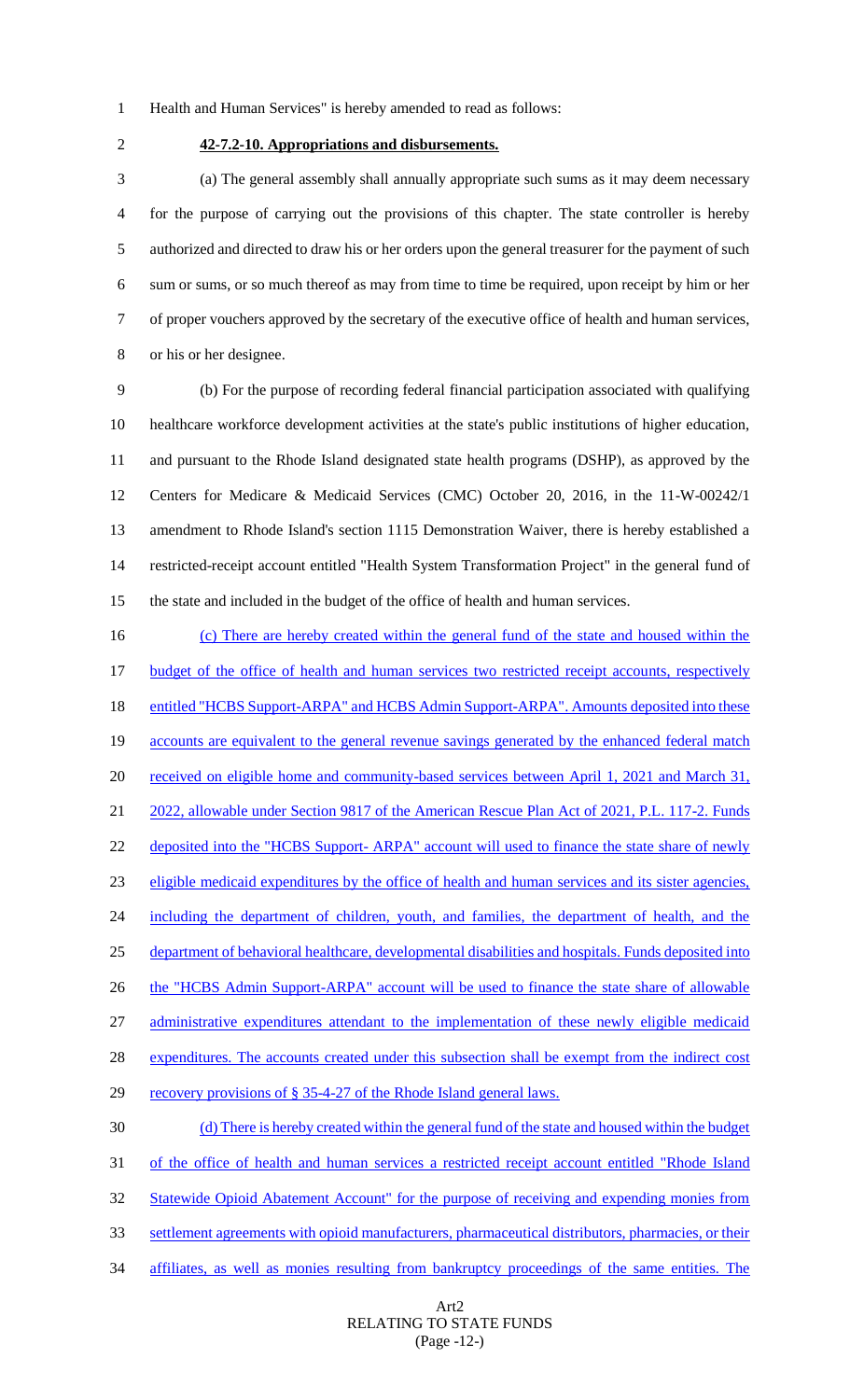Health and Human Services" is hereby amended to read as follows:

**42-7.2-10. Appropriations and disbursements.**

(a) The general assembly shall annually appropriate such sums as it may deem necessary for the purpose of carrying out the provisions of this chapter. The state controller is hereby authorized and directed to draw his or her orders upon the general treasurer for the payment of such sum or sums, or so much thereof as may from time to time be required, upon receipt by him or her of proper vouchers approved by the secretary of the executive office of health and human services, or his or her designee.

(b) For the purpose of recording federal financial participation associated with qualifying healthcare workforce development activities at the state's public institutions of higher education, and pursuant to the Rhode Island designated state health programs (DSHP), as approved by the Centers for Medicare & Medicaid Services (CMC) October 20, 2016, in the 11-W-00242/1 amendment to Rhode Island's section 1115 Demonstration Waiver, there is hereby established a restricted-receipt account entitled "Health System Transformation Project" in the general fund of the state and included in the budget of the office of health and human services.

(c) There are hereby created within the general fund of the state and housed within the budget of the office of health and human services two restricted receipt accounts, respectively entitled "HCBS Support-ARPA" and HCBS Admin Support-ARPA". Amounts deposited into these accounts are equivalent to the general revenue savings generated by the enhanced federal match received on eligible home and community-based services between April 1, 2021 and March 31, 2022, allowable under Section 9817 of the American Rescue Plan Act of 2021, P.L. 117-2. Funds deposited into the "HCBS Support- ARPA" account will used to finance the state share of newly eligible medicaid expenditures by the office of health and human services and its sister agencies, including the department of children, youth, and families, the department of health, and the department of behavioral healthcare, developmental disabilities and hospitals. Funds deposited into the "HCBS Admin Support-ARPA" account will be used to finance the state share of allowable administrative expenditures attendant to the implementation of these newly eligible medicaid expenditures. The accounts created under this subsection shall be exempt from the indirect cost recovery provisions of § 35-4-27 of the Rhode Island general laws.

(d) There is hereby created within the general fund of the state and housed within the budget of the office of health and human services a restricted receipt account entitled "Rhode Island Statewide Opioid Abatement Account" for the purpose of receiving and expending monies from settlement agreements with opioid manufacturers, pharmaceutical distributors, pharmacies, or their affiliates, as well as monies resulting from bankruptcy proceedings of the same entities. The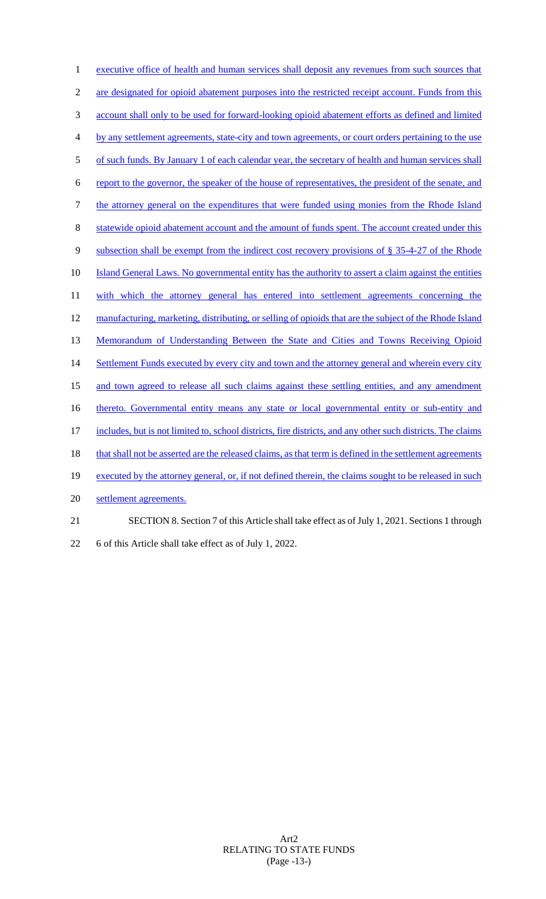executive office of health and human services shall deposit any revenues from such sources that are designated for opioid abatement purposes into the restricted receipt account. Funds from this account shall only to be used for forward-looking opioid abatement efforts as defined and limited by any settlement agreements, state-city and town agreements, or court orders pertaining to the use of such funds. By January 1 of each calendar year, the secretary of health and human services shall report to the governor, the speaker of the house of representatives, the president of the senate, and the attorney general on the expenditures that were funded using monies from the Rhode Island statewide opioid abatement account and the amount of funds spent. The account created under this subsection shall be exempt from the indirect cost recovery provisions of § 35-4-27 of the Rhode Island General Laws. No governmental entity has the authority to assert a claim against the entities with which the attorney general has entered into settlement agreements concerning the manufacturing, marketing, distributing, or selling of opioids that are the subject of the Rhode Island Memorandum of Understanding Between the State and Cities and Towns Receiving Opioid Settlement Funds executed by every city and town and the attorney general and wherein every city and town agreed to release all such claims against these settling entities, and any amendment thereto. Governmental entity means any state or local governmental entity or sub-entity and includes, but is not limited to, school districts, fire districts, and any other such districts. The claims that shall not be asserted are the released claims, as that term is defined in the settlement agreements executed by the attorney general, or, if not defined therein, the claims sought to be released in such settlement agreements.

SECTION 8. Section 7 of this Article shall take effect as of July 1, 2021. Sections 1 through 6 of this Article shall take effect as of July 1, 2022.